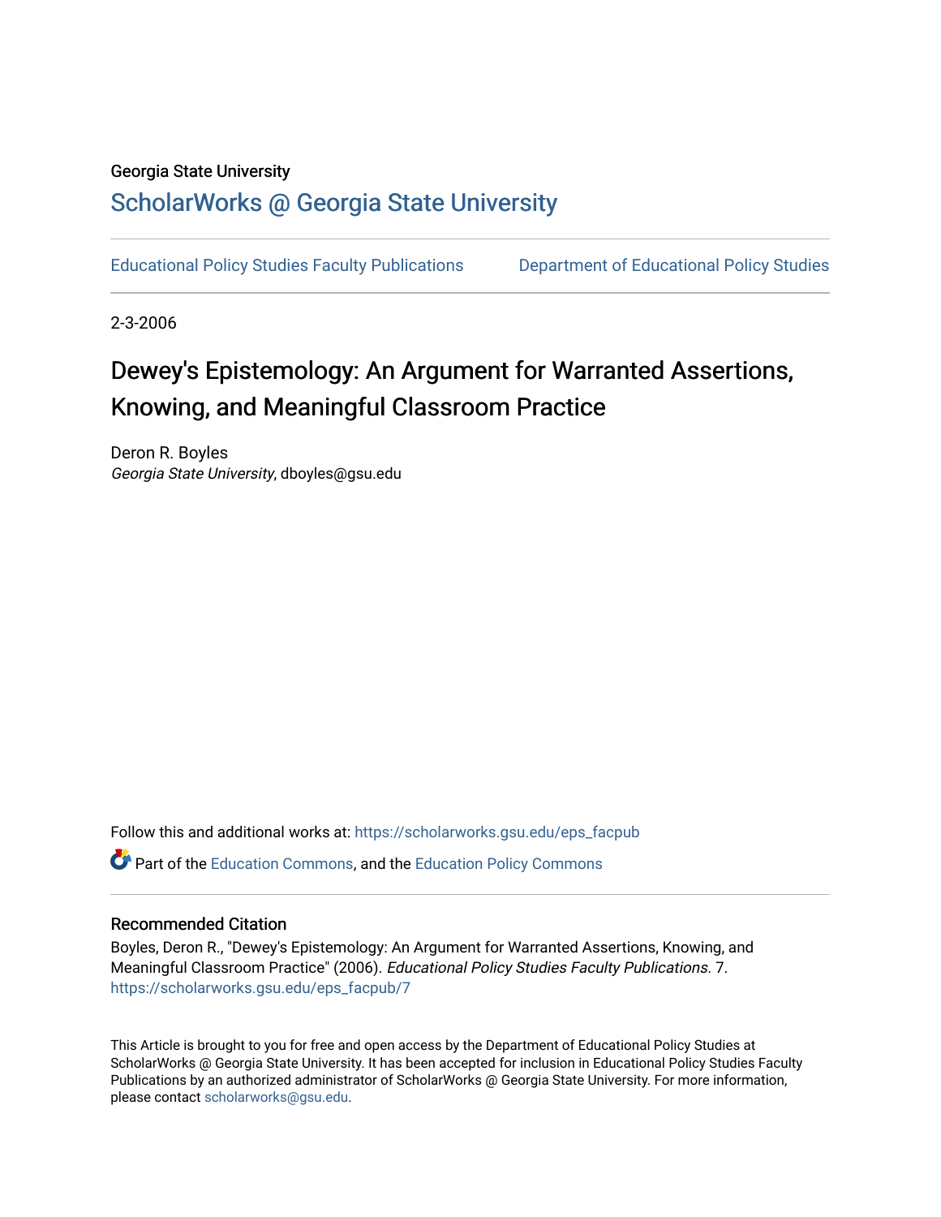Georgia State University

# ScholarWorks @ Georgia State University

Educational Policy Studies Faculty Publications | Department of Educational Policy Studies

2-3-2006

# Dewey's Epistemology: An Argument for Warranted Assertions, Knowing, and Meaningful Classroom Practice

Deron R. Boyles
*Georgia State University*, dboyles@gsu.edu

Follow this and additional works at: https://scholarworks.gsu.edu/eps_facpub

Part of the Education Commons, and the Education Policy Commons

## Recommended Citation

Boyles, Deron R., "Dewey's Epistemology: An Argument for Warranted Assertions, Knowing, and Meaningful Classroom Practice" (2006). *Educational Policy Studies Faculty Publications*. 7.
https://scholarworks.gsu.edu/eps_facpub/7

This Article is brought to you for free and open access by the Department of Educational Policy Studies at ScholarWorks @ Georgia State University. It has been accepted for inclusion in Educational Policy Studies Faculty Publications by an authorized administrator of ScholarWorks @ Georgia State University. For more information, please contact scholarworks@gsu.edu.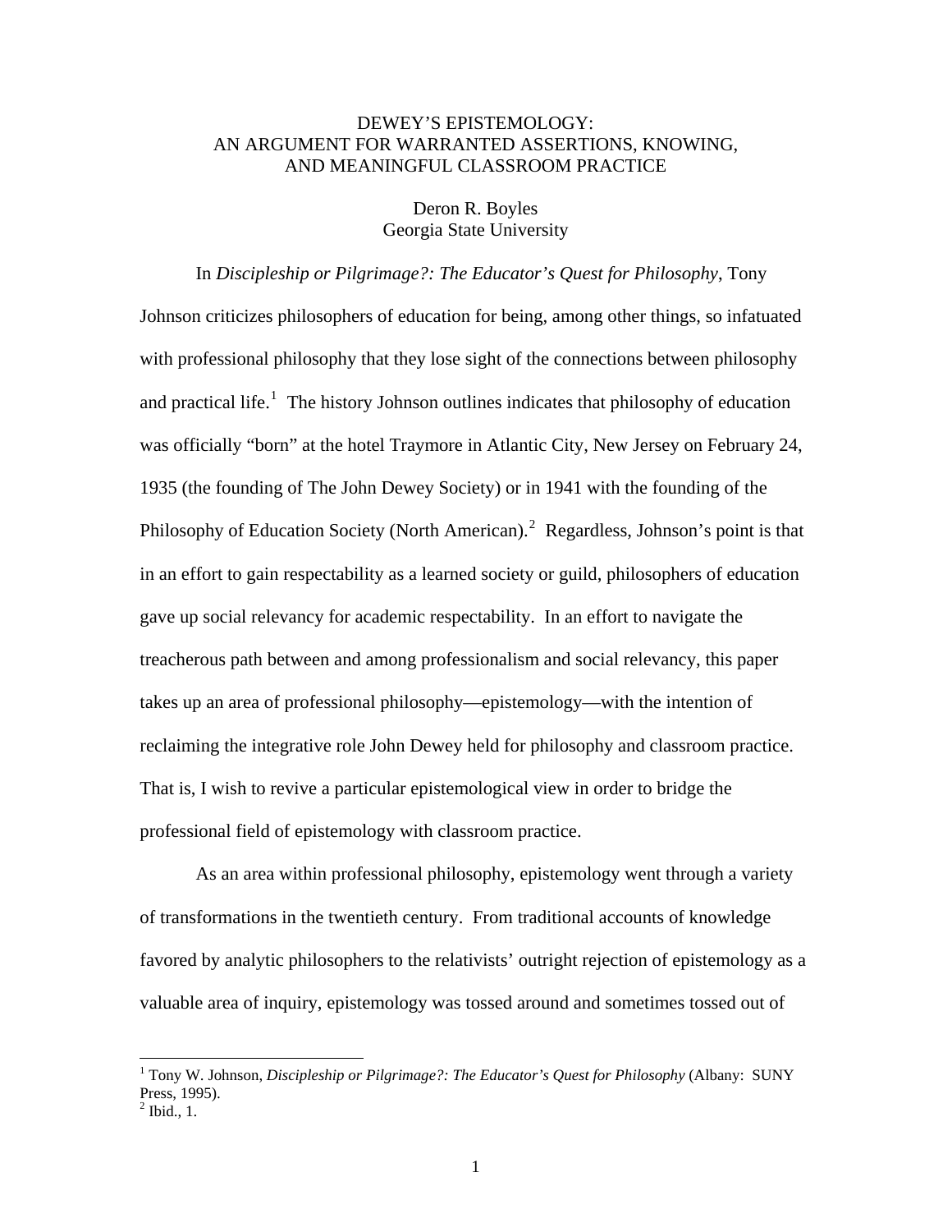DEWEY'S EPISTEMOLOGY:
AN ARGUMENT FOR WARRANTED ASSERTIONS, KNOWING,
AND MEANINGFUL CLASSROOM PRACTICE

Deron R. Boyles
Georgia State University

In *Discipleship or Pilgrimage?: The Educator's Quest for Philosophy*, Tony Johnson criticizes philosophers of education for being, among other things, so infatuated with professional philosophy that they lose sight of the connections between philosophy and practical life.[1] The history Johnson outlines indicates that philosophy of education was officially "born" at the hotel Traymore in Atlantic City, New Jersey on February 24, 1935 (the founding of The John Dewey Society) or in 1941 with the founding of the Philosophy of Education Society (North American).[2] Regardless, Johnson's point is that in an effort to gain respectability as a learned society or guild, philosophers of education gave up social relevancy for academic respectability. In an effort to navigate the treacherous path between and among professionalism and social relevancy, this paper takes up an area of professional philosophy—epistemology—with the intention of reclaiming the integrative role John Dewey held for philosophy and classroom practice. That is, I wish to revive a particular epistemological view in order to bridge the professional field of epistemology with classroom practice.

As an area within professional philosophy, epistemology went through a variety of transformations in the twentieth century. From traditional accounts of knowledge favored by analytic philosophers to the relativists' outright rejection of epistemology as a valuable area of inquiry, epistemology was tossed around and sometimes tossed out of

[1] Tony W. Johnson, *Discipleship or Pilgrimage?: The Educator's Quest for Philosophy* (Albany: SUNY Press, 1995).
[2] Ibid., 1.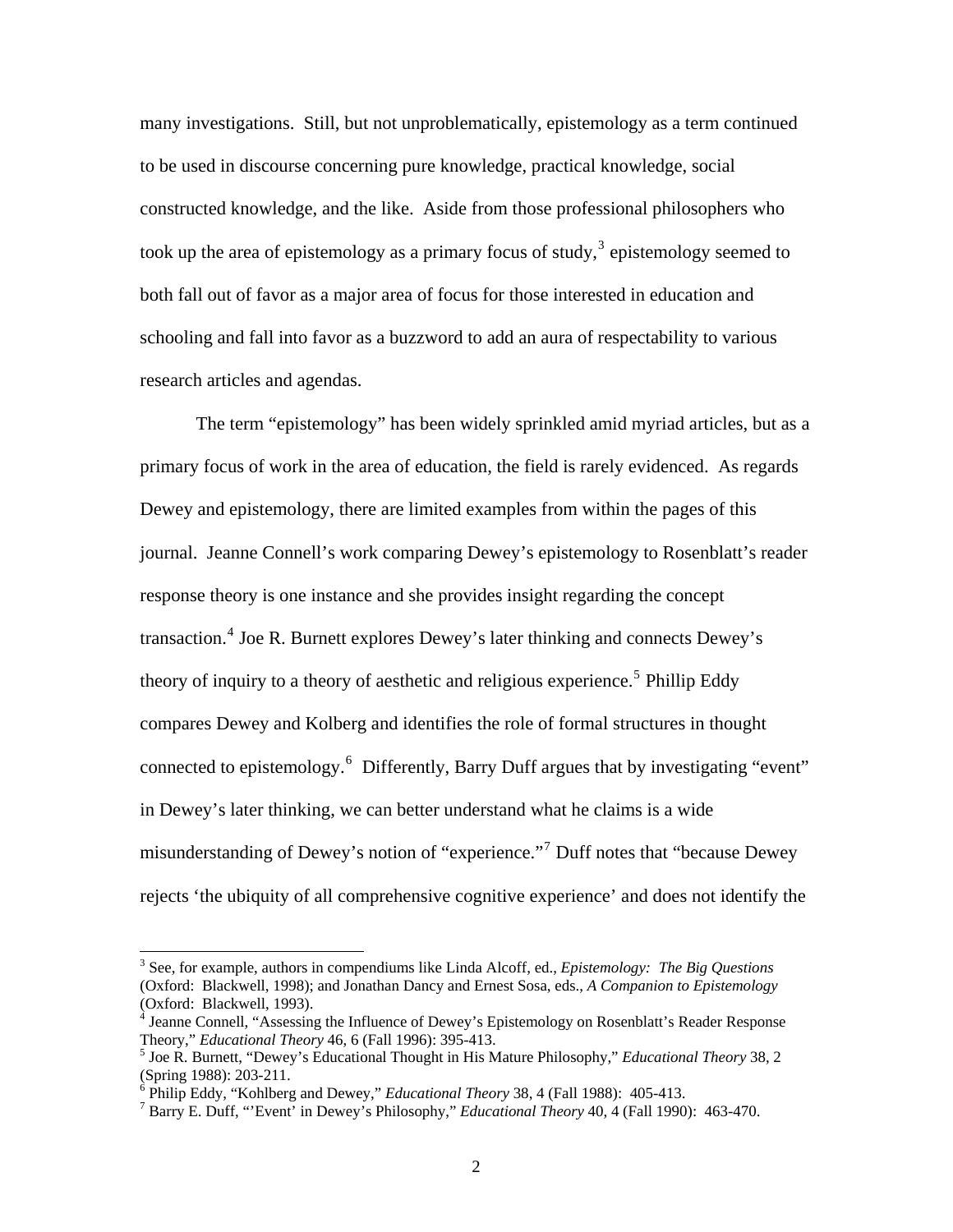many investigations. Still, but not unproblematically, epistemology as a term continued to be used in discourse concerning pure knowledge, practical knowledge, social constructed knowledge, and the like. Aside from those professional philosophers who took up the area of epistemology as a primary focus of study,[3] epistemology seemed to both fall out of favor as a major area of focus for those interested in education and schooling and fall into favor as a buzzword to add an aura of respectability to various research articles and agendas.

The term "epistemology" has been widely sprinkled amid myriad articles, but as a primary focus of work in the area of education, the field is rarely evidenced. As regards Dewey and epistemology, there are limited examples from within the pages of this journal. Jeanne Connell's work comparing Dewey's epistemology to Rosenblatt's reader response theory is one instance and she provides insight regarding the concept transaction.[4] Joe R. Burnett explores Dewey's later thinking and connects Dewey's theory of inquiry to a theory of aesthetic and religious experience.[5] Phillip Eddy compares Dewey and Kolberg and identifies the role of formal structures in thought connected to epistemology.[6] Differently, Barry Duff argues that by investigating "event" in Dewey's later thinking, we can better understand what he claims is a wide misunderstanding of Dewey's notion of "experience."[7] Duff notes that "because Dewey rejects 'the ubiquity of all comprehensive cognitive experience' and does not identify the

---

[3] See, for example, authors in compendiums like Linda Alcoff, ed., *Epistemology: The Big Questions* (Oxford: Blackwell, 1998); and Jonathan Dancy and Ernest Sosa, eds., *A Companion to Epistemology* (Oxford: Blackwell, 1993).

[4] Jeanne Connell, "Assessing the Influence of Dewey's Epistemology on Rosenblatt's Reader Response Theory," *Educational Theory* 46, 6 (Fall 1996): 395-413.

[5] Joe R. Burnett, "Dewey's Educational Thought in His Mature Philosophy," *Educational Theory* 38, 2 (Spring 1988): 203-211.

[6] Philip Eddy, "Kohlberg and Dewey," *Educational Theory* 38, 4 (Fall 1988): 405-413.

[7] Barry E. Duff, "'Event' in Dewey's Philosophy," *Educational Theory* 40, 4 (Fall 1990): 463-470.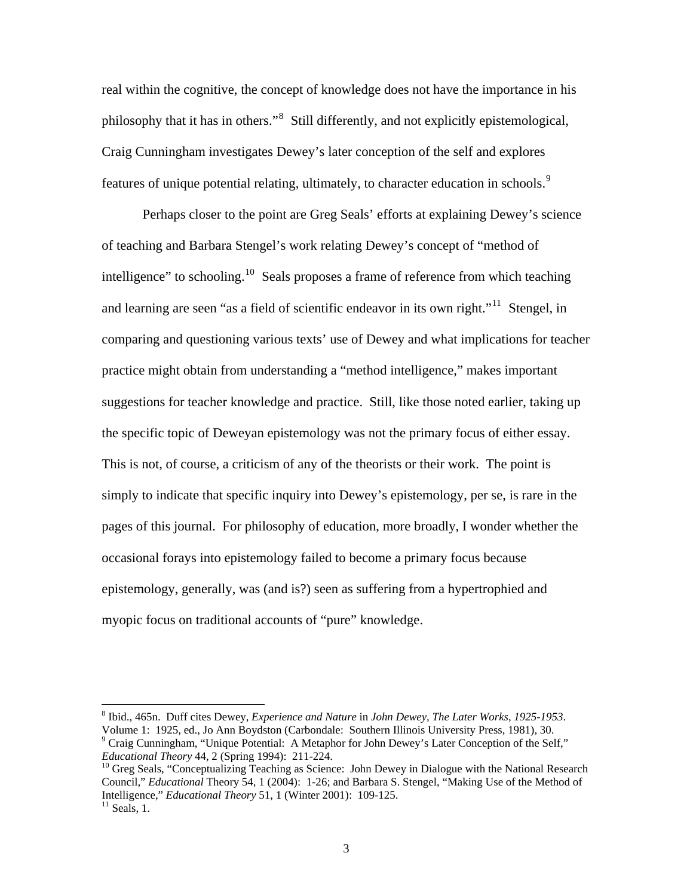real within the cognitive, the concept of knowledge does not have the importance in his philosophy that it has in others."[8] Still differently, and not explicitly epistemological, Craig Cunningham investigates Dewey's later conception of the self and explores features of unique potential relating, ultimately, to character education in schools.[9]

Perhaps closer to the point are Greg Seals' efforts at explaining Dewey's science of teaching and Barbara Stengel's work relating Dewey's concept of "method of intelligence" to schooling.[10] Seals proposes a frame of reference from which teaching and learning are seen "as a field of scientific endeavor in its own right."[11] Stengel, in comparing and questioning various texts' use of Dewey and what implications for teacher practice might obtain from understanding a "method intelligence," makes important suggestions for teacher knowledge and practice. Still, like those noted earlier, taking up the specific topic of Deweyan epistemology was not the primary focus of either essay. This is not, of course, a criticism of any of the theorists or their work. The point is simply to indicate that specific inquiry into Dewey's epistemology, per se, is rare in the pages of this journal. For philosophy of education, more broadly, I wonder whether the occasional forays into epistemology failed to become a primary focus because epistemology, generally, was (and is?) seen as suffering from a hypertrophied and myopic focus on traditional accounts of "pure" knowledge.

---

[8] Ibid., 465n. Duff cites Dewey, *Experience and Nature* in *John Dewey, The Later Works, 1925-1953*. Volume 1: 1925, ed., Jo Ann Boydston (Carbondale: Southern Illinois University Press, 1981), 30.

[9] Craig Cunningham, "Unique Potential: A Metaphor for John Dewey's Later Conception of the Self," *Educational Theory* 44, 2 (Spring 1994): 211-224.

[10] Greg Seals, "Conceptualizing Teaching as Science: John Dewey in Dialogue with the National Research Council," *Educational* Theory 54, 1 (2004): 1-26; and Barbara S. Stengel, "Making Use of the Method of Intelligence," *Educational Theory* 51, 1 (Winter 2001): 109-125.

[11] Seals, 1.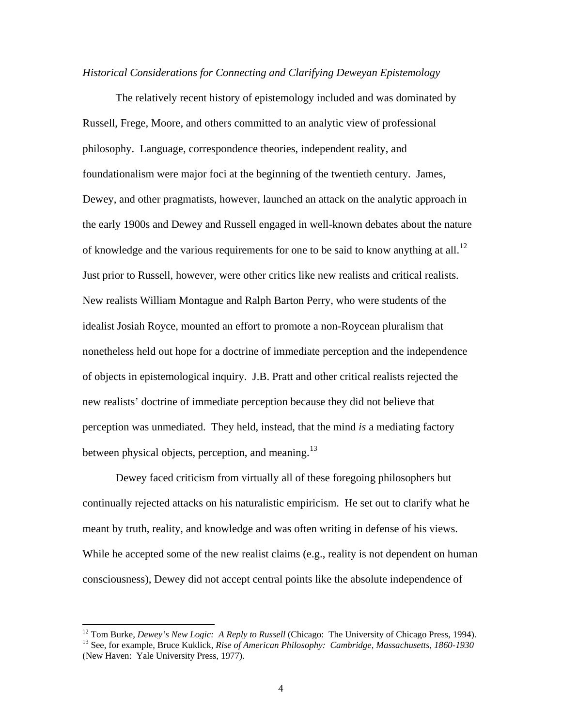*Historical Considerations for Connecting and Clarifying Deweyan Epistemology*

The relatively recent history of epistemology included and was dominated by Russell, Frege, Moore, and others committed to an analytic view of professional philosophy. Language, correspondence theories, independent reality, and foundationalism were major foci at the beginning of the twentieth century. James, Dewey, and other pragmatists, however, launched an attack on the analytic approach in the early 1900s and Dewey and Russell engaged in well-known debates about the nature of knowledge and the various requirements for one to be said to know anything at all.[12] Just prior to Russell, however, were other critics like new realists and critical realists. New realists William Montague and Ralph Barton Perry, who were students of the idealist Josiah Royce, mounted an effort to promote a non-Roycean pluralism that nonetheless held out hope for a doctrine of immediate perception and the independence of objects in epistemological inquiry. J.B. Pratt and other critical realists rejected the new realists' doctrine of immediate perception because they did not believe that perception was unmediated. They held, instead, that the mind *is* a mediating factory between physical objects, perception, and meaning.[13]

Dewey faced criticism from virtually all of these foregoing philosophers but continually rejected attacks on his naturalistic empiricism. He set out to clarify what he meant by truth, reality, and knowledge and was often writing in defense of his views. While he accepted some of the new realist claims (e.g., reality is not dependent on human consciousness), Dewey did not accept central points like the absolute independence of

---

[12] Tom Burke, *Dewey's New Logic: A Reply to Russell* (Chicago: The University of Chicago Press, 1994).

[13] See, for example, Bruce Kuklick, *Rise of American Philosophy: Cambridge, Massachusetts, 1860-1930* (New Haven: Yale University Press, 1977).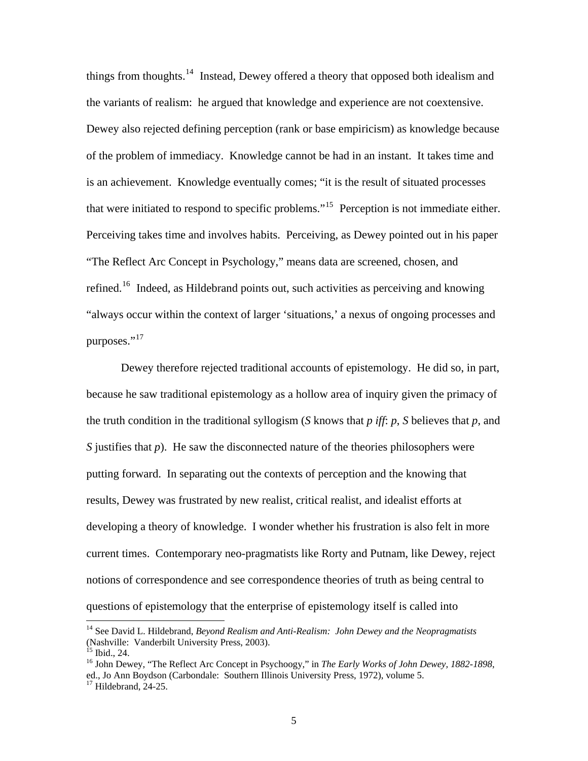things from thoughts.[14] Instead, Dewey offered a theory that opposed both idealism and the variants of realism: he argued that knowledge and experience are not coextensive. Dewey also rejected defining perception (rank or base empiricism) as knowledge because of the problem of immediacy. Knowledge cannot be had in an instant. It takes time and is an achievement. Knowledge eventually comes; "it is the result of situated processes that were initiated to respond to specific problems."[15] Perception is not immediate either. Perceiving takes time and involves habits. Perceiving, as Dewey pointed out in his paper "The Reflect Arc Concept in Psychology," means data are screened, chosen, and refined.[16] Indeed, as Hildebrand points out, such activities as perceiving and knowing "always occur within the context of larger 'situations,' a nexus of ongoing processes and purposes."[17]

Dewey therefore rejected traditional accounts of epistemology. He did so, in part, because he saw traditional epistemology as a hollow area of inquiry given the primacy of the truth condition in the traditional syllogism (*S* knows that *p iff*: *p*, *S* believes that *p*, and *S* justifies that *p*). He saw the disconnected nature of the theories philosophers were putting forward. In separating out the contexts of perception and the knowing that results, Dewey was frustrated by new realist, critical realist, and idealist efforts at developing a theory of knowledge. I wonder whether his frustration is also felt in more current times. Contemporary neo-pragmatists like Rorty and Putnam, like Dewey, reject notions of correspondence and see correspondence theories of truth as being central to questions of epistemology that the enterprise of epistemology itself is called into

---

[14] See David L. Hildebrand, *Beyond Realism and Anti-Realism: John Dewey and the Neopragmatists* (Nashville: Vanderbilt University Press, 2003).

[15] Ibid., 24.

[16] John Dewey, "The Reflect Arc Concept in Psychoogy," in *The Early Works of John Dewey, 1882-1898*, ed., Jo Ann Boydson (Carbondale: Southern Illinois University Press, 1972), volume 5.

[17] Hildebrand, 24-25.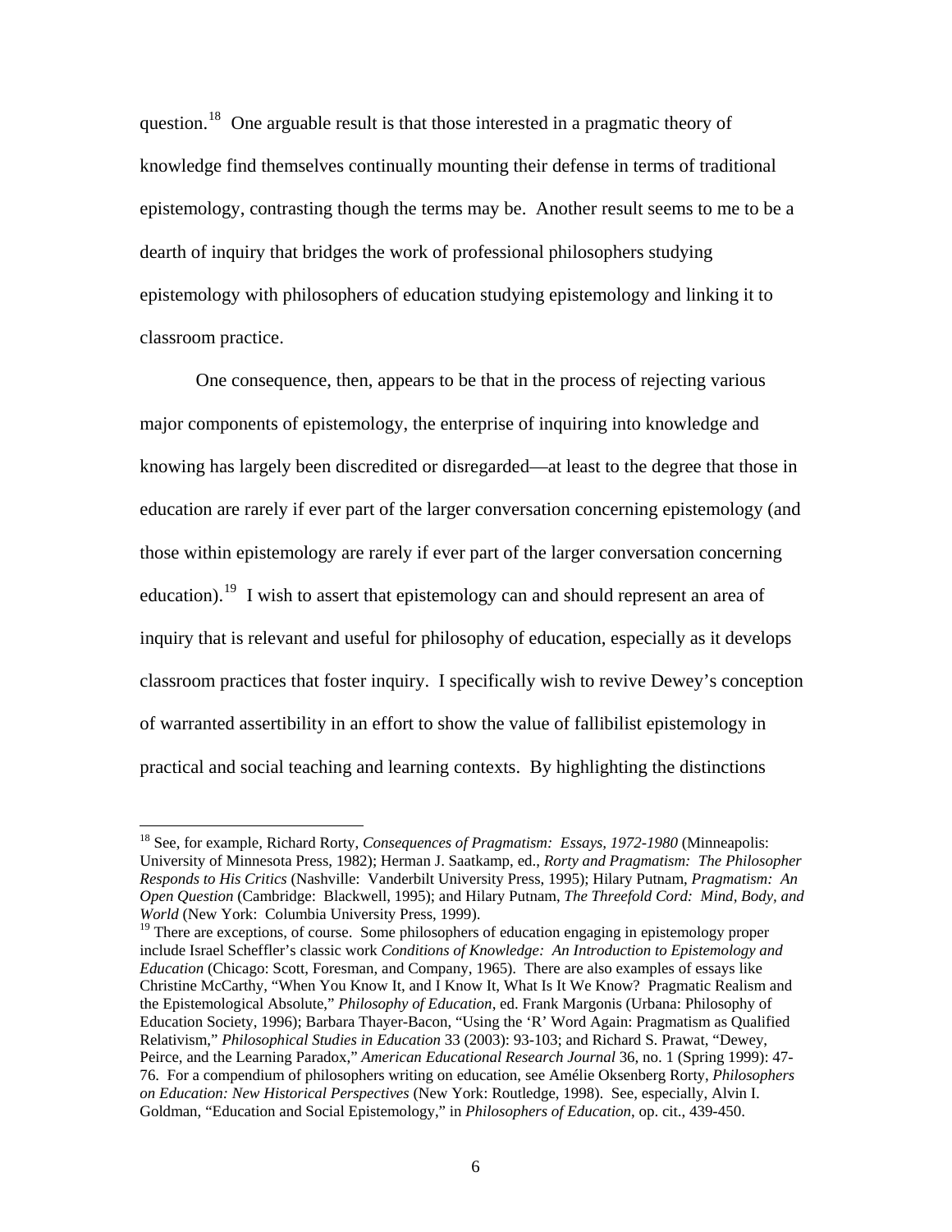question.[18] One arguable result is that those interested in a pragmatic theory of knowledge find themselves continually mounting their defense in terms of traditional epistemology, contrasting though the terms may be. Another result seems to me to be a dearth of inquiry that bridges the work of professional philosophers studying epistemology with philosophers of education studying epistemology and linking it to classroom practice.

One consequence, then, appears to be that in the process of rejecting various major components of epistemology, the enterprise of inquiring into knowledge and knowing has largely been discredited or disregarded—at least to the degree that those in education are rarely if ever part of the larger conversation concerning epistemology (and those within epistemology are rarely if ever part of the larger conversation concerning education).[19] I wish to assert that epistemology can and should represent an area of inquiry that is relevant and useful for philosophy of education, especially as it develops classroom practices that foster inquiry. I specifically wish to revive Dewey's conception of warranted assertibility in an effort to show the value of fallibilist epistemology in practical and social teaching and learning contexts. By highlighting the distinctions

---

[18] See, for example, Richard Rorty, *Consequences of Pragmatism: Essays, 1972-1980* (Minneapolis: University of Minnesota Press, 1982); Herman J. Saatkamp, ed., *Rorty and Pragmatism: The Philosopher Responds to His Critics* (Nashville: Vanderbilt University Press, 1995); Hilary Putnam, *Pragmatism: An Open Question* (Cambridge: Blackwell, 1995); and Hilary Putnam, *The Threefold Cord: Mind, Body, and World* (New York: Columbia University Press, 1999).

[19] There are exceptions, of course. Some philosophers of education engaging in epistemology proper include Israel Scheffler's classic work *Conditions of Knowledge: An Introduction to Epistemology and Education* (Chicago: Scott, Foresman, and Company, 1965). There are also examples of essays like Christine McCarthy, "When You Know It, and I Know It, What Is It We Know? Pragmatic Realism and the Epistemological Absolute," *Philosophy of Education*, ed. Frank Margonis (Urbana: Philosophy of Education Society, 1996); Barbara Thayer-Bacon, "Using the 'R' Word Again: Pragmatism as Qualified Relativism," *Philosophical Studies in Education* 33 (2003): 93-103; and Richard S. Prawat, "Dewey, Peirce, and the Learning Paradox," *American Educational Research Journal* 36, no. 1 (Spring 1999): 47-76. For a compendium of philosophers writing on education, see Amélie Oksenberg Rorty, *Philosophers on Education: New Historical Perspectives* (New York: Routledge, 1998). See, especially, Alvin I. Goldman, "Education and Social Epistemology," in *Philosophers of Education*, op. cit., 439-450.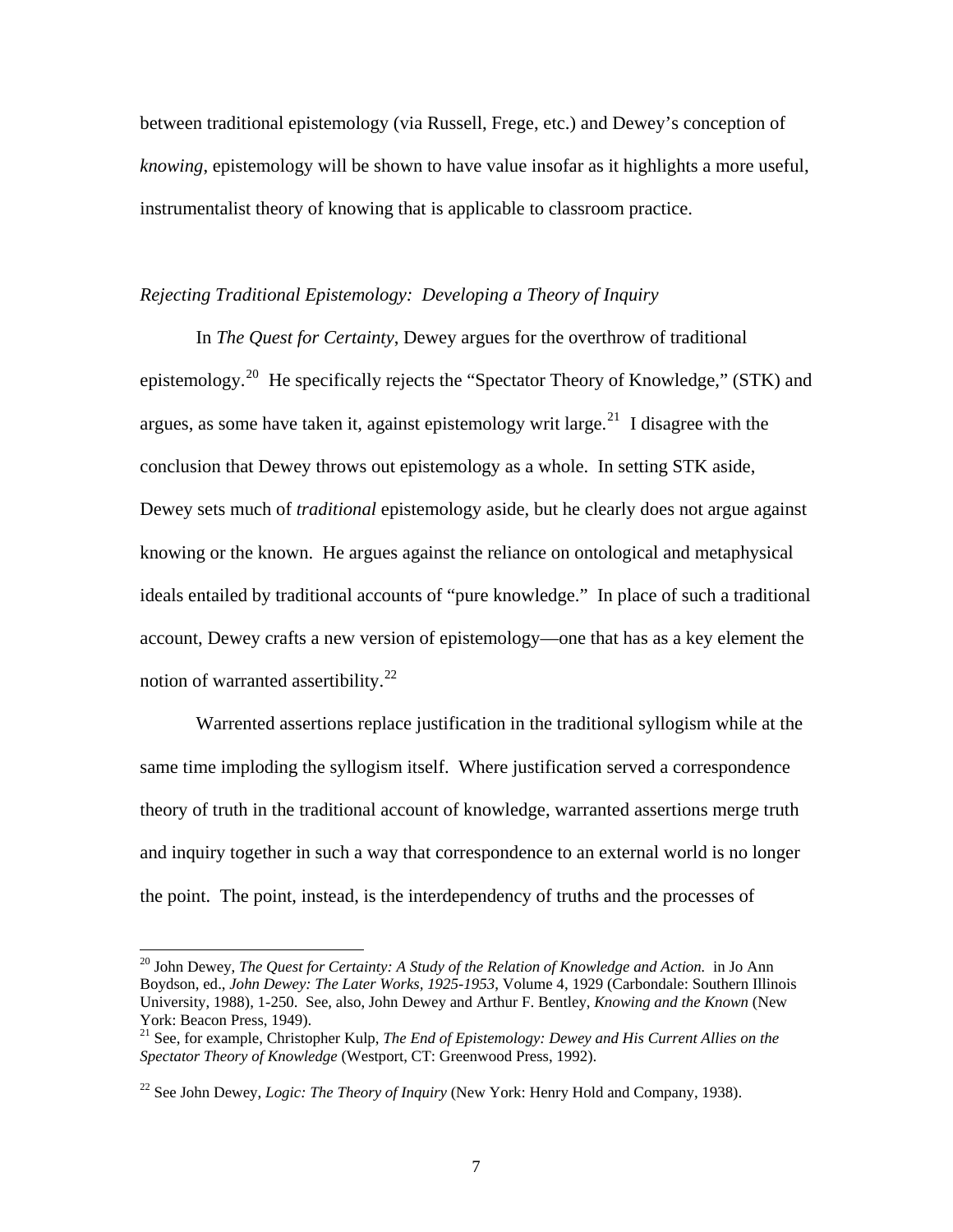between traditional epistemology (via Russell, Frege, etc.) and Dewey's conception of *knowing*, epistemology will be shown to have value insofar as it highlights a more useful, instrumentalist theory of knowing that is applicable to classroom practice.

### *Rejecting Traditional Epistemology: Developing a Theory of Inquiry*

In *The Quest for Certainty*, Dewey argues for the overthrow of traditional epistemology.[20] He specifically rejects the "Spectator Theory of Knowledge," (STK) and argues, as some have taken it, against epistemology writ large.[21] I disagree with the conclusion that Dewey throws out epistemology as a whole. In setting STK aside, Dewey sets much of *traditional* epistemology aside, but he clearly does not argue against knowing or the known. He argues against the reliance on ontological and metaphysical ideals entailed by traditional accounts of "pure knowledge." In place of such a traditional account, Dewey crafts a new version of epistemology—one that has as a key element the notion of warranted assertibility.[22]

Warrented assertions replace justification in the traditional syllogism while at the same time imploding the syllogism itself. Where justification served a correspondence theory of truth in the traditional account of knowledge, warranted assertions merge truth and inquiry together in such a way that correspondence to an external world is no longer the point. The point, instead, is the interdependency of truths and the processes of

---

[20] John Dewey, *The Quest for Certainty: A Study of the Relation of Knowledge and Action.* in Jo Ann Boydson, ed., *John Dewey: The Later Works, 1925-1953*, Volume 4, 1929 (Carbondale: Southern Illinois University, 1988), 1-250. See, also, John Dewey and Arthur F. Bentley, *Knowing and the Known* (New York: Beacon Press, 1949).

[21] See, for example, Christopher Kulp, *The End of Epistemology: Dewey and His Current Allies on the Spectator Theory of Knowledge* (Westport, CT: Greenwood Press, 1992).

[22] See John Dewey, *Logic: The Theory of Inquiry* (New York: Henry Hold and Company, 1938).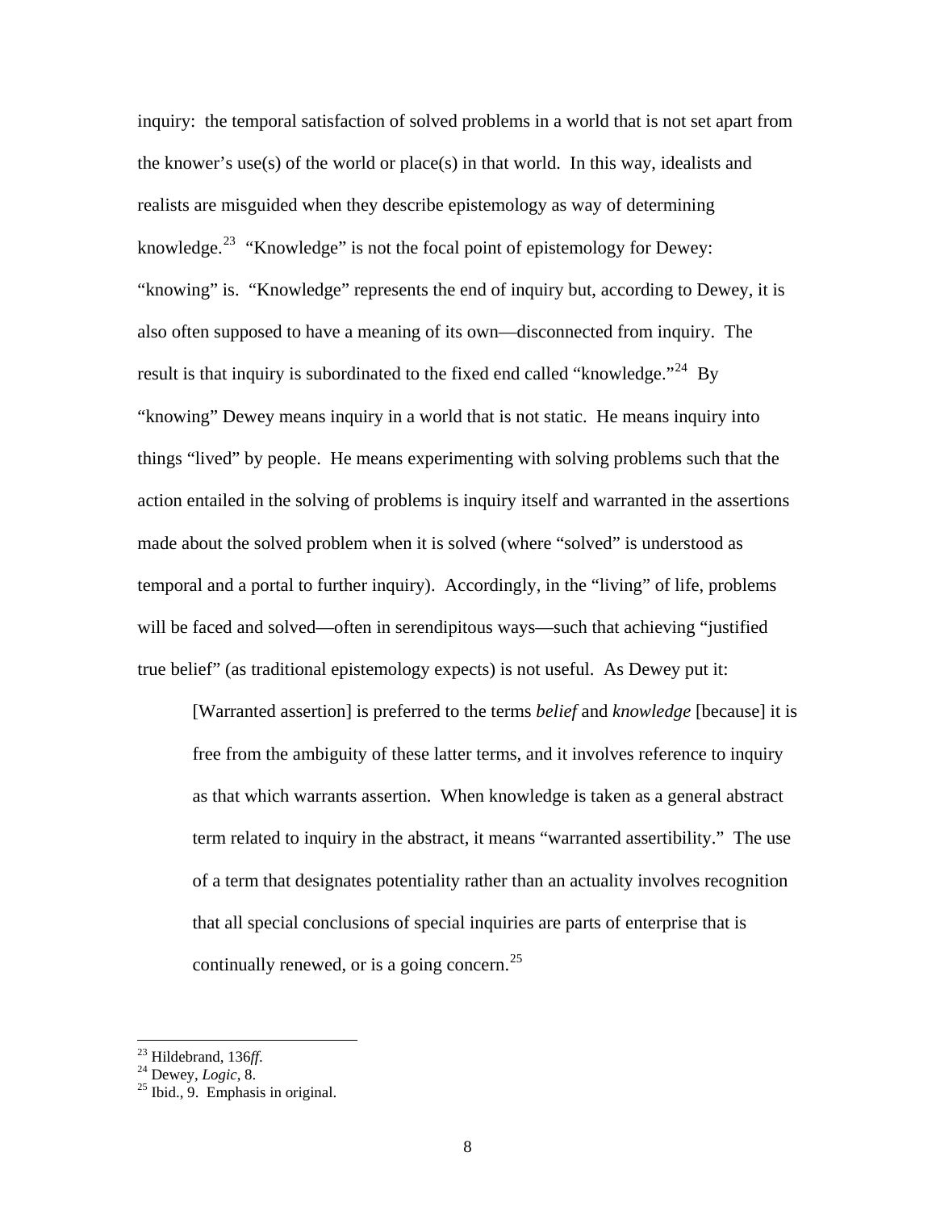inquiry: the temporal satisfaction of solved problems in a world that is not set apart from the knower's use(s) of the world or place(s) in that world. In this way, idealists and realists are misguided when they describe epistemology as way of determining knowledge.[23] "Knowledge" is not the focal point of epistemology for Dewey: "knowing" is. "Knowledge" represents the end of inquiry but, according to Dewey, it is also often supposed to have a meaning of its own—disconnected from inquiry. The result is that inquiry is subordinated to the fixed end called "knowledge."[24] By "knowing" Dewey means inquiry in a world that is not static. He means inquiry into things "lived" by people. He means experimenting with solving problems such that the action entailed in the solving of problems is inquiry itself and warranted in the assertions made about the solved problem when it is solved (where "solved" is understood as temporal and a portal to further inquiry). Accordingly, in the "living" of life, problems will be faced and solved—often in serendipitous ways—such that achieving "justified true belief" (as traditional epistemology expects) is not useful. As Dewey put it:

> [Warranted assertion] is preferred to the terms *belief* and *knowledge* [because] it is free from the ambiguity of these latter terms, and it involves reference to inquiry as that which warrants assertion. When knowledge is taken as a general abstract term related to inquiry in the abstract, it means "warranted assertibility." The use of a term that designates potentiality rather than an actuality involves recognition that all special conclusions of special inquiries are parts of enterprise that is continually renewed, or is a going concern.[25]

---

[23] Hildebrand, 136*ff.*

[24] Dewey, *Logic*, 8.

[25] Ibid., 9. Emphasis in original.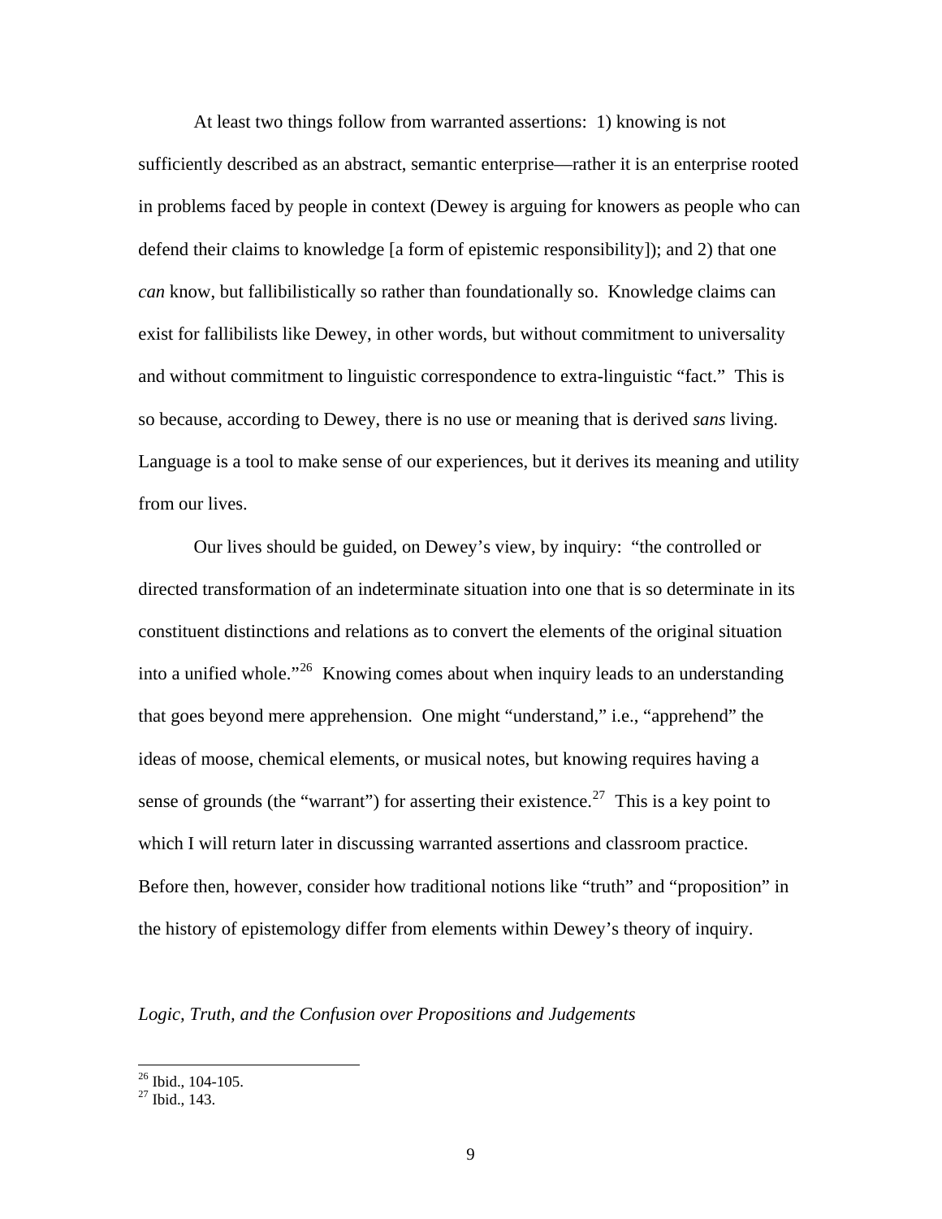At least two things follow from warranted assertions: 1) knowing is not sufficiently described as an abstract, semantic enterprise—rather it is an enterprise rooted in problems faced by people in context (Dewey is arguing for knowers as people who can defend their claims to knowledge [a form of epistemic responsibility]); and 2) that one *can* know, but fallibilistically so rather than foundationally so. Knowledge claims can exist for fallibilists like Dewey, in other words, but without commitment to universality and without commitment to linguistic correspondence to extra-linguistic "fact." This is so because, according to Dewey, there is no use or meaning that is derived *sans* living. Language is a tool to make sense of our experiences, but it derives its meaning and utility from our lives.

Our lives should be guided, on Dewey's view, by inquiry: "the controlled or directed transformation of an indeterminate situation into one that is so determinate in its constituent distinctions and relations as to convert the elements of the original situation into a unified whole."[26] Knowing comes about when inquiry leads to an understanding that goes beyond mere apprehension. One might "understand," i.e., "apprehend" the ideas of moose, chemical elements, or musical notes, but knowing requires having a sense of grounds (the "warrant") for asserting their existence.[27] This is a key point to which I will return later in discussing warranted assertions and classroom practice. Before then, however, consider how traditional notions like "truth" and "proposition" in the history of epistemology differ from elements within Dewey's theory of inquiry.

*Logic, Truth, and the Confusion over Propositions and Judgements*

[26] Ibid., 104-105.
[27] Ibid., 143.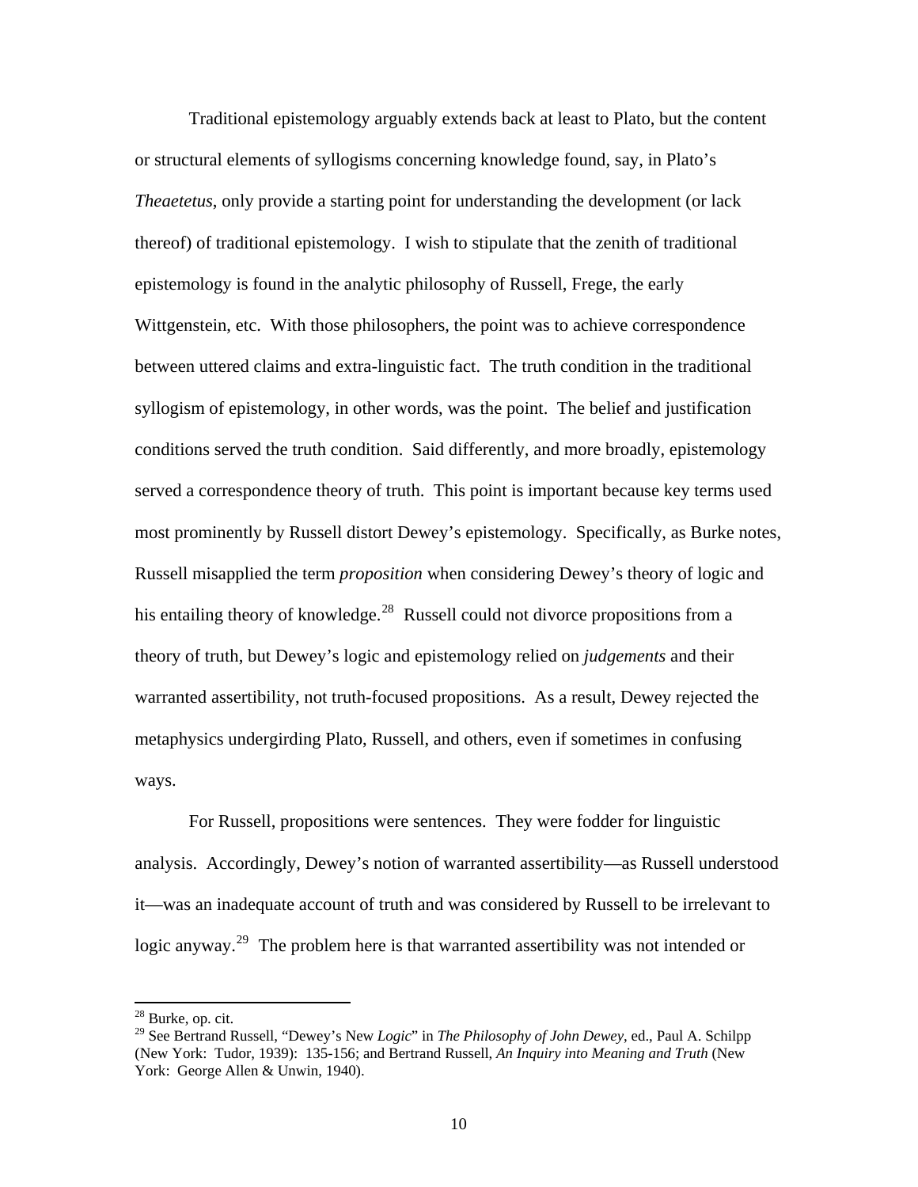Traditional epistemology arguably extends back at least to Plato, but the content or structural elements of syllogisms concerning knowledge found, say, in Plato's *Theaetetus*, only provide a starting point for understanding the development (or lack thereof) of traditional epistemology. I wish to stipulate that the zenith of traditional epistemology is found in the analytic philosophy of Russell, Frege, the early Wittgenstein, etc. With those philosophers, the point was to achieve correspondence between uttered claims and extra-linguistic fact. The truth condition in the traditional syllogism of epistemology, in other words, was the point. The belief and justification conditions served the truth condition. Said differently, and more broadly, epistemology served a correspondence theory of truth. This point is important because key terms used most prominently by Russell distort Dewey's epistemology. Specifically, as Burke notes, Russell misapplied the term *proposition* when considering Dewey's theory of logic and his entailing theory of knowledge.[28] Russell could not divorce propositions from a theory of truth, but Dewey's logic and epistemology relied on *judgements* and their warranted assertibility, not truth-focused propositions. As a result, Dewey rejected the metaphysics undergirding Plato, Russell, and others, even if sometimes in confusing ways.

For Russell, propositions were sentences. They were fodder for linguistic analysis. Accordingly, Dewey's notion of warranted assertibility—as Russell understood it—was an inadequate account of truth and was considered by Russell to be irrelevant to logic anyway.[29] The problem here is that warranted assertibility was not intended or

---

[28] Burke, op. cit.

[29] See Bertrand Russell, "Dewey's New *Logic*" in *The Philosophy of John Dewey*, ed., Paul A. Schilpp (New York: Tudor, 1939): 135-156; and Bertrand Russell, *An Inquiry into Meaning and Truth* (New York: George Allen & Unwin, 1940).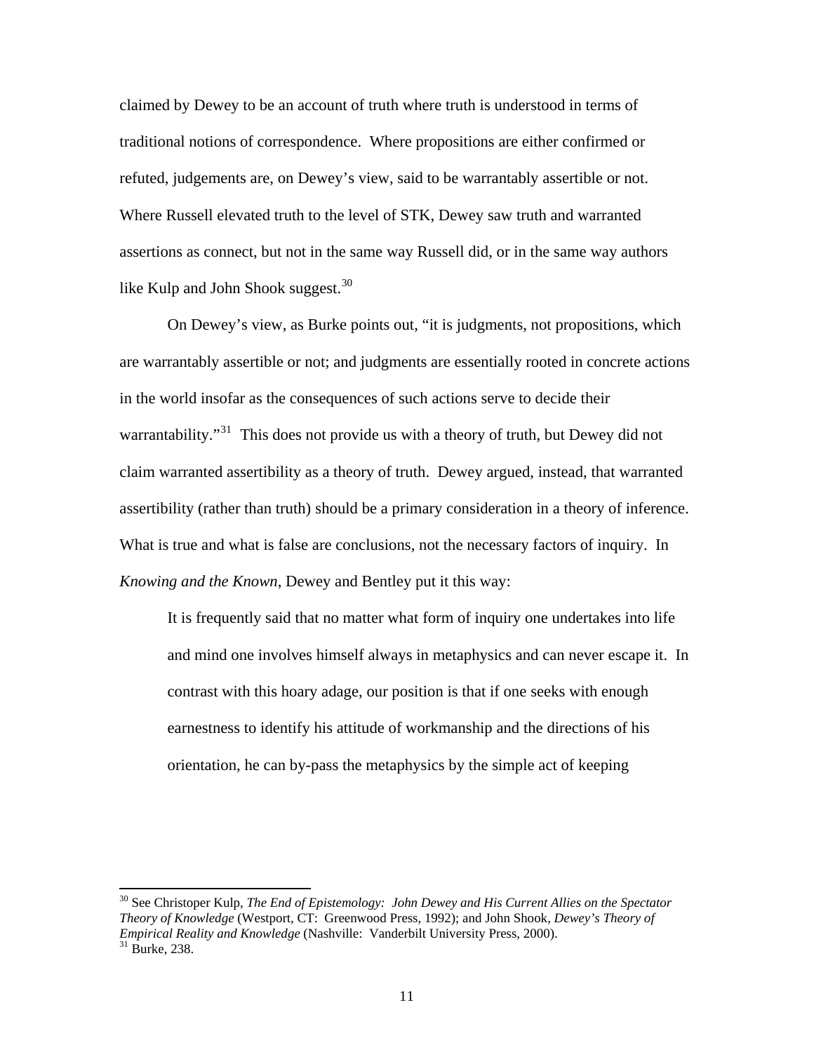claimed by Dewey to be an account of truth where truth is understood in terms of traditional notions of correspondence. Where propositions are either confirmed or refuted, judgements are, on Dewey's view, said to be warrantably assertible or not. Where Russell elevated truth to the level of STK, Dewey saw truth and warranted assertions as connect, but not in the same way Russell did, or in the same way authors like Kulp and John Shook suggest.[30]

On Dewey's view, as Burke points out, "it is judgments, not propositions, which are warrantably assertible or not; and judgments are essentially rooted in concrete actions in the world insofar as the consequences of such actions serve to decide their warrantability."[31] This does not provide us with a theory of truth, but Dewey did not claim warranted assertibility as a theory of truth. Dewey argued, instead, that warranted assertibility (rather than truth) should be a primary consideration in a theory of inference. What is true and what is false are conclusions, not the necessary factors of inquiry. In *Knowing and the Known*, Dewey and Bentley put it this way:

> It is frequently said that no matter what form of inquiry one undertakes into life and mind one involves himself always in metaphysics and can never escape it. In contrast with this hoary adage, our position is that if one seeks with enough earnestness to identify his attitude of workmanship and the directions of his orientation, he can by-pass the metaphysics by the simple act of keeping

---

[30] See Christoper Kulp, *The End of Epistemology: John Dewey and His Current Allies on the Spectator Theory of Knowledge* (Westport, CT: Greenwood Press, 1992); and John Shook, *Dewey's Theory of Empirical Reality and Knowledge* (Nashville: Vanderbilt University Press, 2000).

[31] Burke, 238.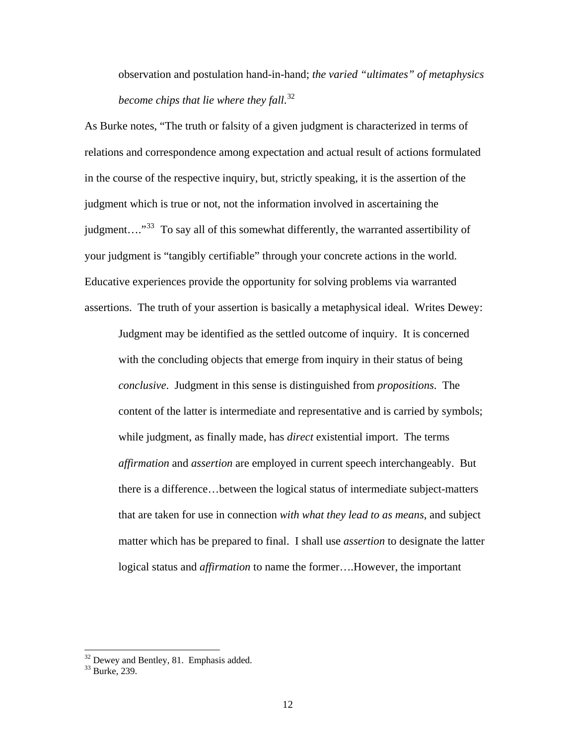> observation and postulation hand-in-hand; *the varied "ultimates" of metaphysics become chips that lie where they fall*.[32]

As Burke notes, "The truth or falsity of a given judgment is characterized in terms of relations and correspondence among expectation and actual result of actions formulated in the course of the respective inquiry, but, strictly speaking, it is the assertion of the judgment which is true or not, not the information involved in ascertaining the judgment…."[33] To say all of this somewhat differently, the warranted assertibility of your judgment is "tangibly certifiable" through your concrete actions in the world. Educative experiences provide the opportunity for solving problems via warranted assertions. The truth of your assertion is basically a metaphysical ideal. Writes Dewey:

> Judgment may be identified as the settled outcome of inquiry. It is concerned with the concluding objects that emerge from inquiry in their status of being *conclusive*. Judgment in this sense is distinguished from *propositions*. The content of the latter is intermediate and representative and is carried by symbols; while judgment, as finally made, has *direct* existential import. The terms *affirmation* and *assertion* are employed in current speech interchangeably. But there is a difference…between the logical status of intermediate subject-matters that are taken for use in connection *with what they lead to as means*, and subject matter which has be prepared to final. I shall use *assertion* to designate the latter logical status and *affirmation* to name the former….However, the important

---

[32] Dewey and Bentley, 81. Emphasis added.

[33] Burke, 239.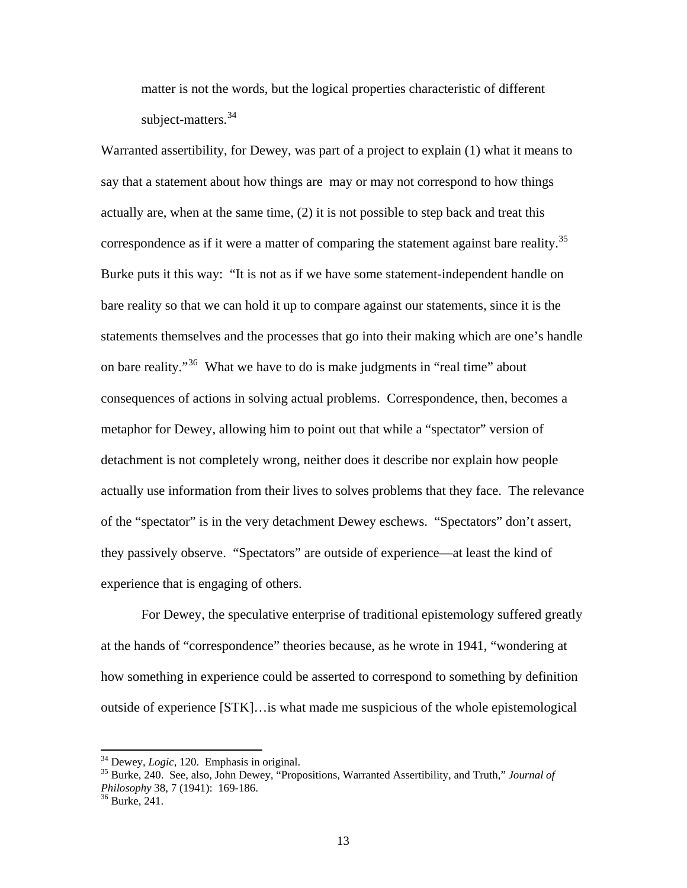matter is not the words, but the logical properties characteristic of different subject-matters.[34]

Warranted assertibility, for Dewey, was part of a project to explain (1) what it means to say that a statement about how things are may or may not correspond to how things actually are, when at the same time, (2) it is not possible to step back and treat this correspondence as if it were a matter of comparing the statement against bare reality.[35] Burke puts it this way: "It is not as if we have some statement-independent handle on bare reality so that we can hold it up to compare against our statements, since it is the statements themselves and the processes that go into their making which are one's handle on bare reality."[36] What we have to do is make judgments in "real time" about consequences of actions in solving actual problems. Correspondence, then, becomes a metaphor for Dewey, allowing him to point out that while a "spectator" version of detachment is not completely wrong, neither does it describe nor explain how people actually use information from their lives to solves problems that they face. The relevance of the "spectator" is in the very detachment Dewey eschews. "Spectators" don't assert, they passively observe. "Spectators" are outside of experience—at least the kind of experience that is engaging of others.

For Dewey, the speculative enterprise of traditional epistemology suffered greatly at the hands of "correspondence" theories because, as he wrote in 1941, "wondering at how something in experience could be asserted to correspond to something by definition outside of experience [STK]…is what made me suspicious of the whole epistemological

---

[34] Dewey, *Logic*, 120. Emphasis in original.

[35] Burke, 240. See, also, John Dewey, "Propositions, Warranted Assertibility, and Truth," *Journal of Philosophy* 38, 7 (1941): 169-186.

[36] Burke, 241.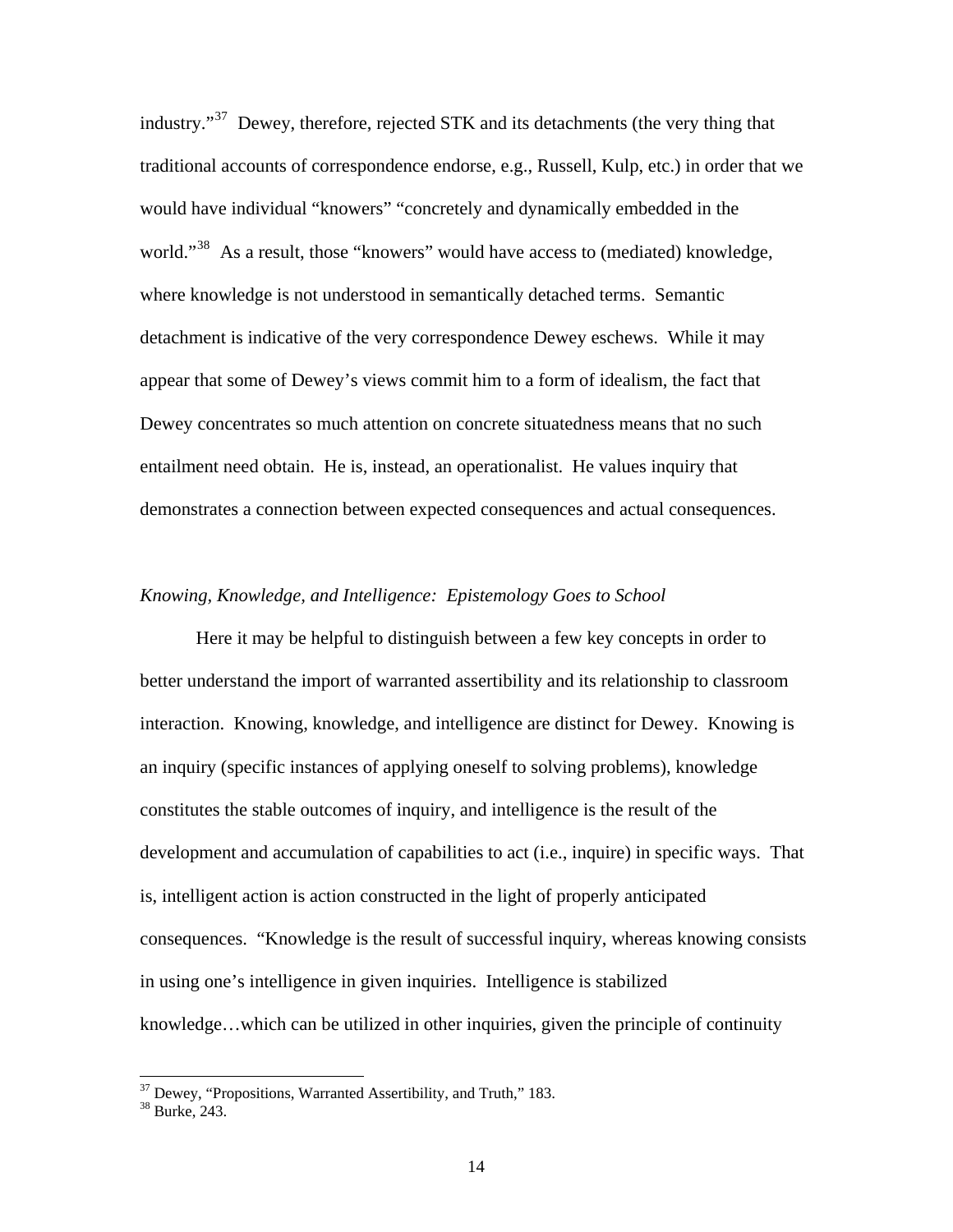industry."[37] Dewey, therefore, rejected STK and its detachments (the very thing that traditional accounts of correspondence endorse, e.g., Russell, Kulp, etc.) in order that we would have individual "knowers" "concretely and dynamically embedded in the world."[38] As a result, those "knowers" would have access to (mediated) knowledge, where knowledge is not understood in semantically detached terms. Semantic detachment is indicative of the very correspondence Dewey eschews. While it may appear that some of Dewey's views commit him to a form of idealism, the fact that Dewey concentrates so much attention on concrete situatedness means that no such entailment need obtain. He is, instead, an operationalist. He values inquiry that demonstrates a connection between expected consequences and actual consequences.

### *Knowing, Knowledge, and Intelligence: Epistemology Goes to School*

Here it may be helpful to distinguish between a few key concepts in order to better understand the import of warranted assertibility and its relationship to classroom interaction. Knowing, knowledge, and intelligence are distinct for Dewey. Knowing is an inquiry (specific instances of applying oneself to solving problems), knowledge constitutes the stable outcomes of inquiry, and intelligence is the result of the development and accumulation of capabilities to act (i.e., inquire) in specific ways. That is, intelligent action is action constructed in the light of properly anticipated consequences. "Knowledge is the result of successful inquiry, whereas knowing consists in using one's intelligence in given inquiries. Intelligence is stabilized knowledge…which can be utilized in other inquiries, given the principle of continuity

---

[37] Dewey, "Propositions, Warranted Assertibility, and Truth," 183.

[38] Burke, 243.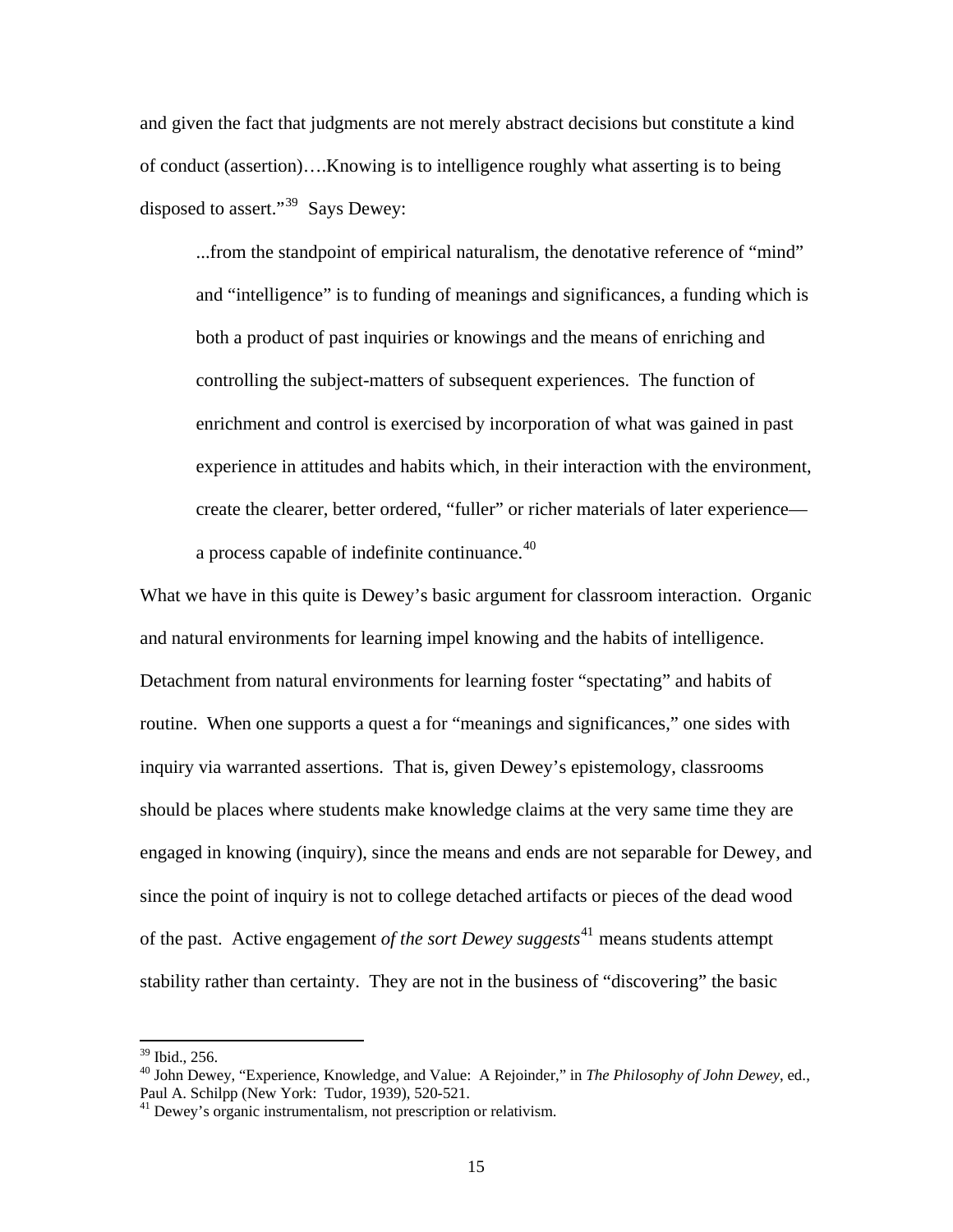and given the fact that judgments are not merely abstract decisions but constitute a kind of conduct (assertion)….Knowing is to intelligence roughly what asserting is to being disposed to assert."[39] Says Dewey:

> ...from the standpoint of empirical naturalism, the denotative reference of "mind" and "intelligence" is to funding of meanings and significances, a funding which is both a product of past inquiries or knowings and the means of enriching and controlling the subject-matters of subsequent experiences. The function of enrichment and control is exercised by incorporation of what was gained in past experience in attitudes and habits which, in their interaction with the environment, create the clearer, better ordered, "fuller" or richer materials of later experience—a process capable of indefinite continuance.[40]

What we have in this quite is Dewey's basic argument for classroom interaction. Organic and natural environments for learning impel knowing and the habits of intelligence. Detachment from natural environments for learning foster "spectating" and habits of routine. When one supports a quest a for "meanings and significances," one sides with inquiry via warranted assertions. That is, given Dewey's epistemology, classrooms should be places where students make knowledge claims at the very same time they are engaged in knowing (inquiry), since the means and ends are not separable for Dewey, and since the point of inquiry is not to college detached artifacts or pieces of the dead wood of the past. Active engagement *of the sort Dewey suggests*[41] means students attempt stability rather than certainty. They are not in the business of "discovering" the basic

---

[39] Ibid., 256.

[40] John Dewey, "Experience, Knowledge, and Value: A Rejoinder," in *The Philosophy of John Dewey*, ed., Paul A. Schilpp (New York: Tudor, 1939), 520-521.

[41] Dewey's organic instrumentalism, not prescription or relativism.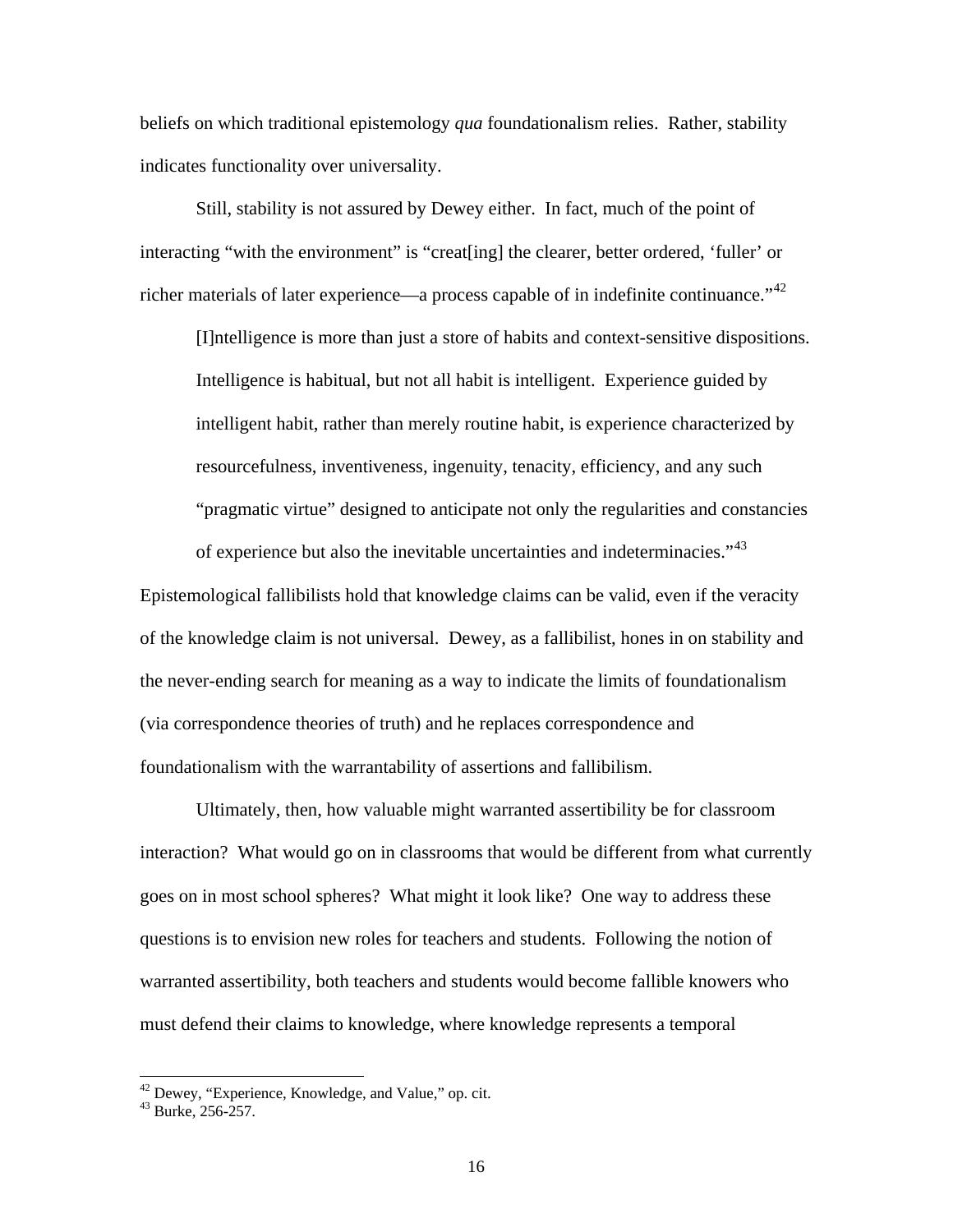beliefs on which traditional epistemology *qua* foundationalism relies. Rather, stability indicates functionality over universality.

Still, stability is not assured by Dewey either. In fact, much of the point of interacting "with the environment" is "creat[ing] the clearer, better ordered, 'fuller' or richer materials of later experience—a process capable of in indefinite continuance."[42]

> [I]ntelligence is more than just a store of habits and context-sensitive dispositions. Intelligence is habitual, but not all habit is intelligent. Experience guided by intelligent habit, rather than merely routine habit, is experience characterized by resourcefulness, inventiveness, ingenuity, tenacity, efficiency, and any such "pragmatic virtue" designed to anticipate not only the regularities and constancies of experience but also the inevitable uncertainties and indeterminacies."[43]

Epistemological fallibilists hold that knowledge claims can be valid, even if the veracity of the knowledge claim is not universal. Dewey, as a fallibilist, hones in on stability and the never-ending search for meaning as a way to indicate the limits of foundationalism (via correspondence theories of truth) and he replaces correspondence and foundationalism with the warrantability of assertions and fallibilism.

Ultimately, then, how valuable might warranted assertibility be for classroom interaction? What would go on in classrooms that would be different from what currently goes on in most school spheres? What might it look like? One way to address these questions is to envision new roles for teachers and students. Following the notion of warranted assertibility, both teachers and students would become fallible knowers who must defend their claims to knowledge, where knowledge represents a temporal

---

[42] Dewey, "Experience, Knowledge, and Value," op. cit.

[43] Burke, 256-257.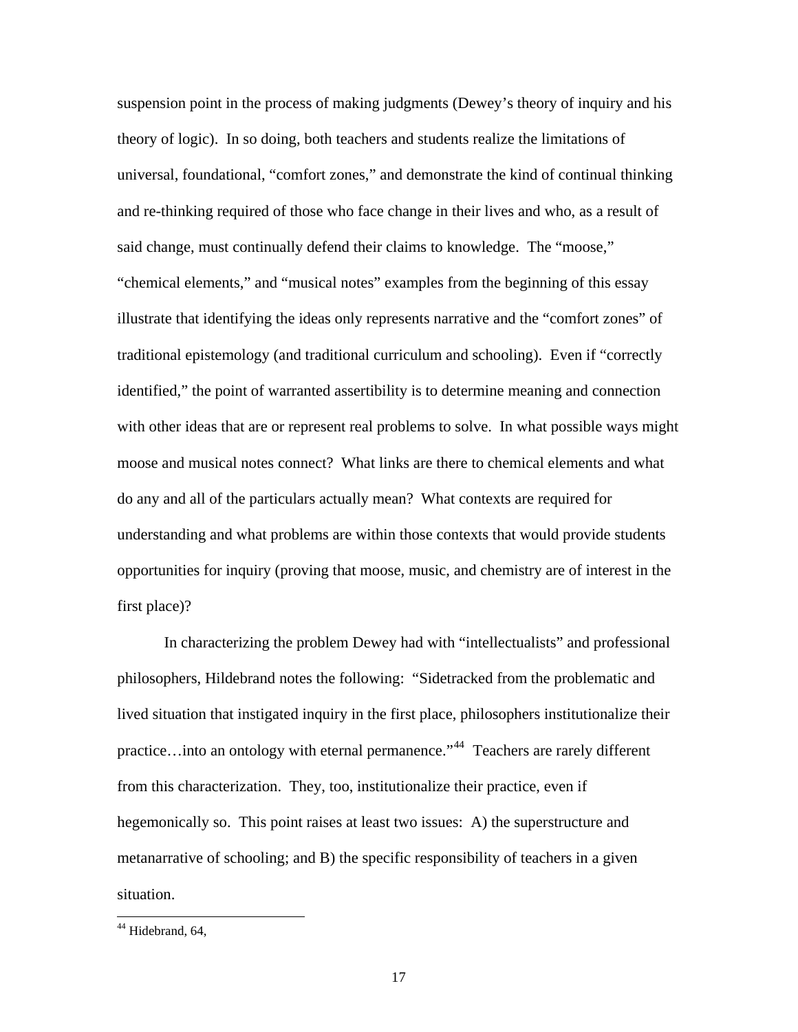suspension point in the process of making judgments (Dewey's theory of inquiry and his theory of logic). In so doing, both teachers and students realize the limitations of universal, foundational, "comfort zones," and demonstrate the kind of continual thinking and re-thinking required of those who face change in their lives and who, as a result of said change, must continually defend their claims to knowledge. The "moose," "chemical elements," and "musical notes" examples from the beginning of this essay illustrate that identifying the ideas only represents narrative and the "comfort zones" of traditional epistemology (and traditional curriculum and schooling). Even if "correctly identified," the point of warranted assertibility is to determine meaning and connection with other ideas that are or represent real problems to solve. In what possible ways might moose and musical notes connect? What links are there to chemical elements and what do any and all of the particulars actually mean? What contexts are required for understanding and what problems are within those contexts that would provide students opportunities for inquiry (proving that moose, music, and chemistry are of interest in the first place)?

In characterizing the problem Dewey had with "intellectualists" and professional philosophers, Hildebrand notes the following: "Sidetracked from the problematic and lived situation that instigated inquiry in the first place, philosophers institutionalize their practice…into an ontology with eternal permanence."[44] Teachers are rarely different from this characterization. They, too, institutionalize their practice, even if hegemonically so. This point raises at least two issues: A) the superstructure and metanarrative of schooling; and B) the specific responsibility of teachers in a given situation.

[44] Hidebrand, 64,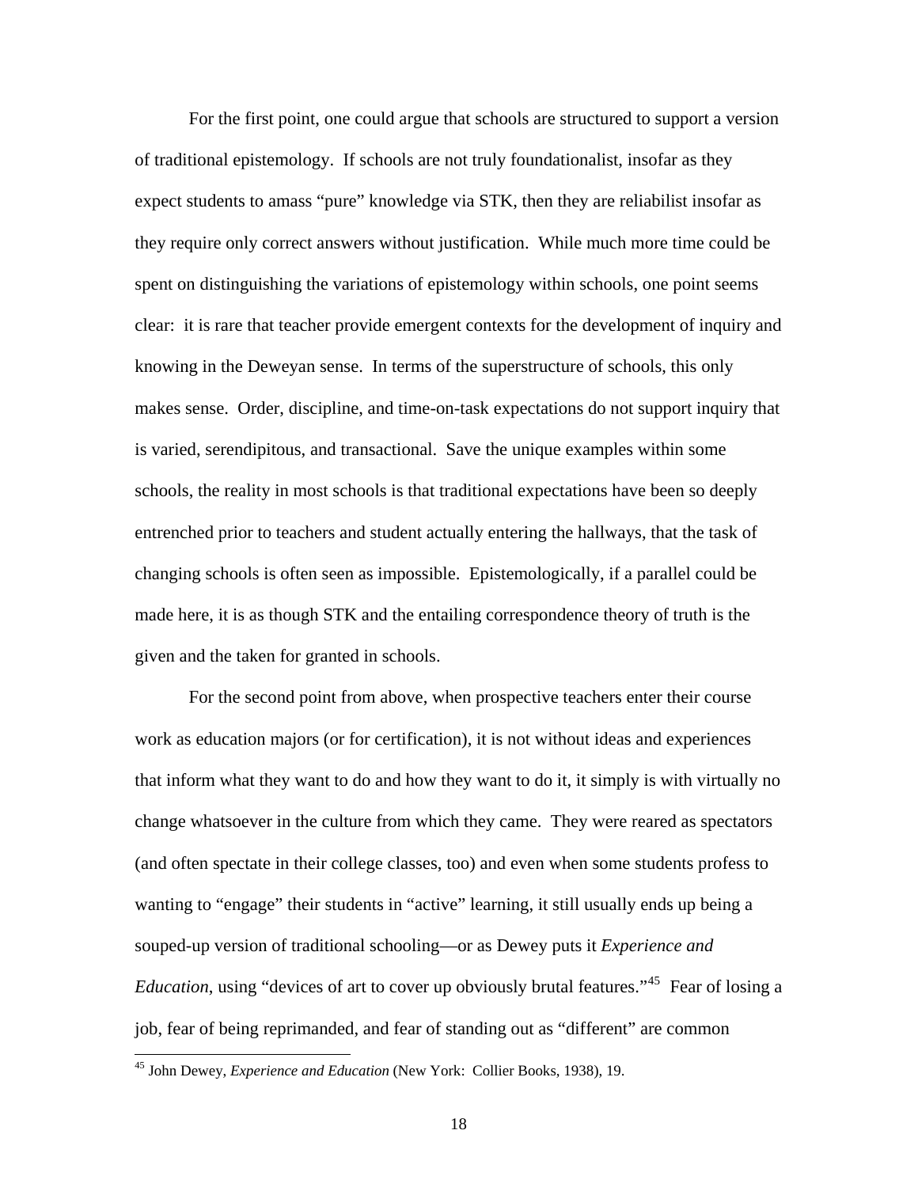For the first point, one could argue that schools are structured to support a version of traditional epistemology. If schools are not truly foundationalist, insofar as they expect students to amass "pure" knowledge via STK, then they are reliabilist insofar as they require only correct answers without justification. While much more time could be spent on distinguishing the variations of epistemology within schools, one point seems clear: it is rare that teacher provide emergent contexts for the development of inquiry and knowing in the Deweyan sense. In terms of the superstructure of schools, this only makes sense. Order, discipline, and time-on-task expectations do not support inquiry that is varied, serendipitous, and transactional. Save the unique examples within some schools, the reality in most schools is that traditional expectations have been so deeply entrenched prior to teachers and student actually entering the hallways, that the task of changing schools is often seen as impossible. Epistemologically, if a parallel could be made here, it is as though STK and the entailing correspondence theory of truth is the given and the taken for granted in schools.

For the second point from above, when prospective teachers enter their course work as education majors (or for certification), it is not without ideas and experiences that inform what they want to do and how they want to do it, it simply is with virtually no change whatsoever in the culture from which they came. They were reared as spectators (and often spectate in their college classes, too) and even when some students profess to wanting to "engage" their students in "active" learning, it still usually ends up being a souped-up version of traditional schooling—or as Dewey puts it *Experience and Education*, using "devices of art to cover up obviously brutal features."[45] Fear of losing a job, fear of being reprimanded, and fear of standing out as "different" are common

---

[45] John Dewey, *Experience and Education* (New York: Collier Books, 1938), 19.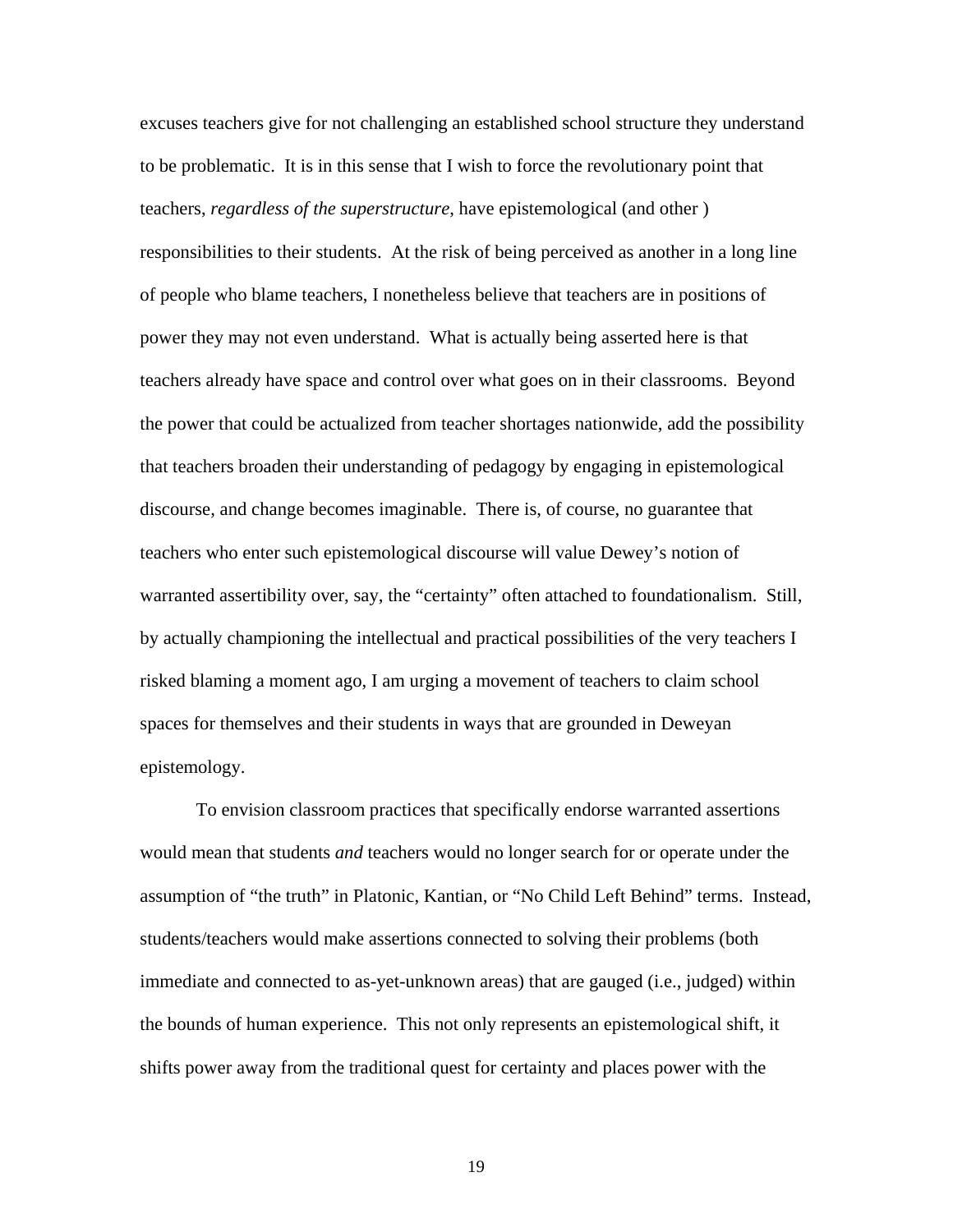excuses teachers give for not challenging an established school structure they understand to be problematic. It is in this sense that I wish to force the revolutionary point that teachers, *regardless of the superstructure*, have epistemological (and other ) responsibilities to their students. At the risk of being perceived as another in a long line of people who blame teachers, I nonetheless believe that teachers are in positions of power they may not even understand. What is actually being asserted here is that teachers already have space and control over what goes on in their classrooms. Beyond the power that could be actualized from teacher shortages nationwide, add the possibility that teachers broaden their understanding of pedagogy by engaging in epistemological discourse, and change becomes imaginable. There is, of course, no guarantee that teachers who enter such epistemological discourse will value Dewey's notion of warranted assertibility over, say, the "certainty" often attached to foundationalism. Still, by actually championing the intellectual and practical possibilities of the very teachers I risked blaming a moment ago, I am urging a movement of teachers to claim school spaces for themselves and their students in ways that are grounded in Deweyan epistemology.

To envision classroom practices that specifically endorse warranted assertions would mean that students *and* teachers would no longer search for or operate under the assumption of "the truth" in Platonic, Kantian, or "No Child Left Behind" terms. Instead, students/teachers would make assertions connected to solving their problems (both immediate and connected to as-yet-unknown areas) that are gauged (i.e., judged) within the bounds of human experience. This not only represents an epistemological shift, it shifts power away from the traditional quest for certainty and places power with the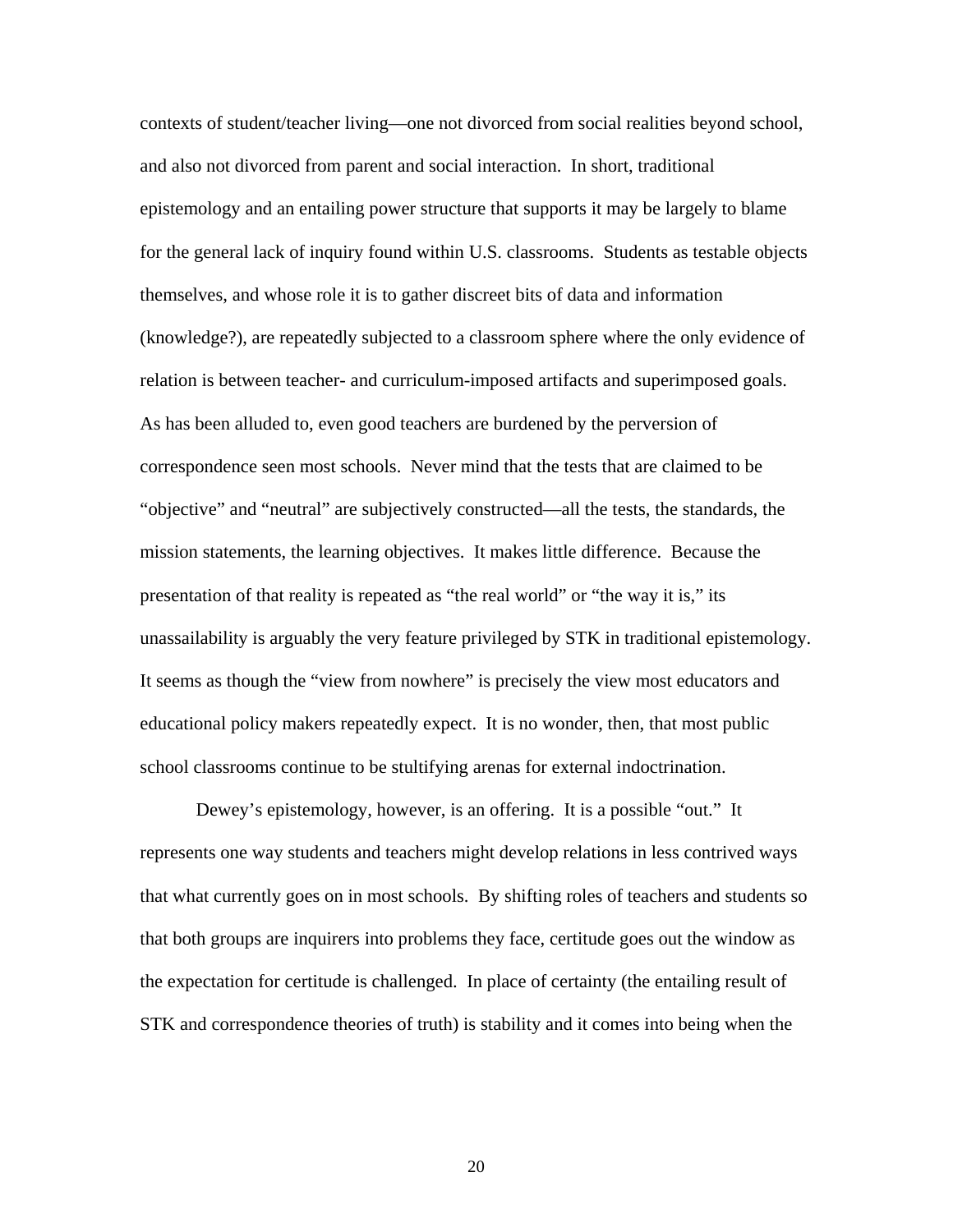contexts of student/teacher living—one not divorced from social realities beyond school, and also not divorced from parent and social interaction. In short, traditional epistemology and an entailing power structure that supports it may be largely to blame for the general lack of inquiry found within U.S. classrooms. Students as testable objects themselves, and whose role it is to gather discreet bits of data and information (knowledge?), are repeatedly subjected to a classroom sphere where the only evidence of relation is between teacher- and curriculum-imposed artifacts and superimposed goals. As has been alluded to, even good teachers are burdened by the perversion of correspondence seen most schools. Never mind that the tests that are claimed to be "objective" and "neutral" are subjectively constructed—all the tests, the standards, the mission statements, the learning objectives. It makes little difference. Because the presentation of that reality is repeated as "the real world" or "the way it is," its unassailability is arguably the very feature privileged by STK in traditional epistemology. It seems as though the "view from nowhere" is precisely the view most educators and educational policy makers repeatedly expect. It is no wonder, then, that most public school classrooms continue to be stultifying arenas for external indoctrination.

Dewey's epistemology, however, is an offering. It is a possible "out." It represents one way students and teachers might develop relations in less contrived ways that what currently goes on in most schools. By shifting roles of teachers and students so that both groups are inquirers into problems they face, certitude goes out the window as the expectation for certitude is challenged. In place of certainty (the entailing result of STK and correspondence theories of truth) is stability and it comes into being when the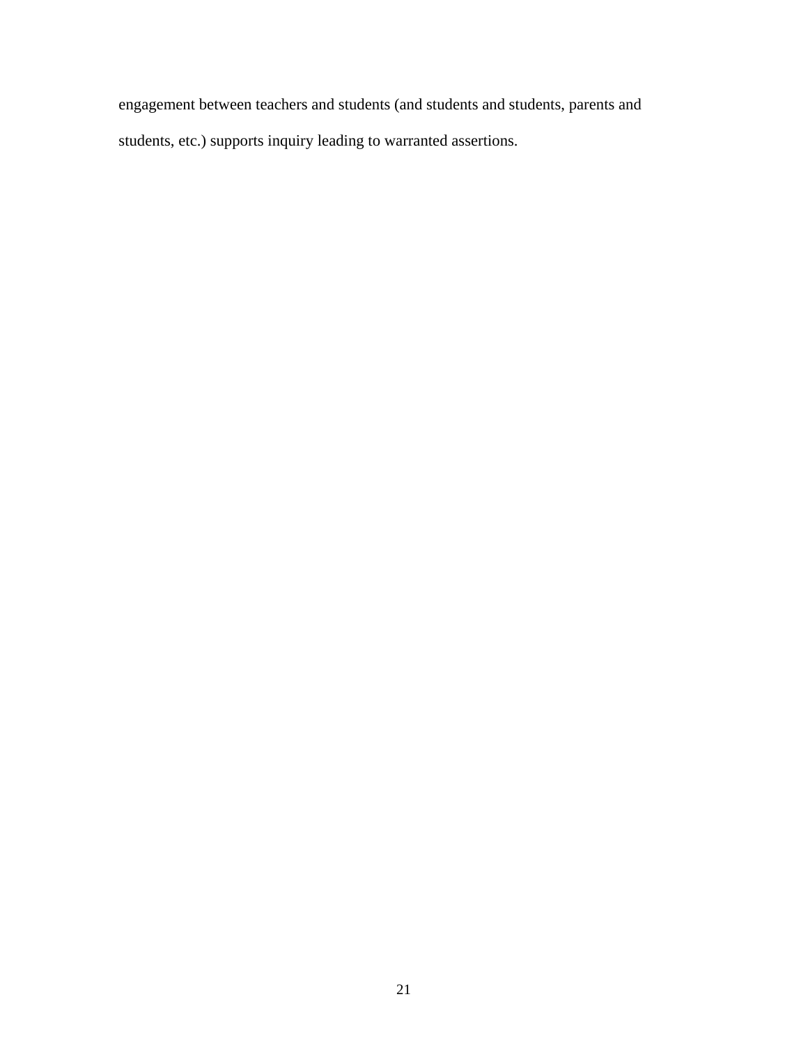engagement between teachers and students (and students and students, parents and students, etc.) supports inquiry leading to warranted assertions.